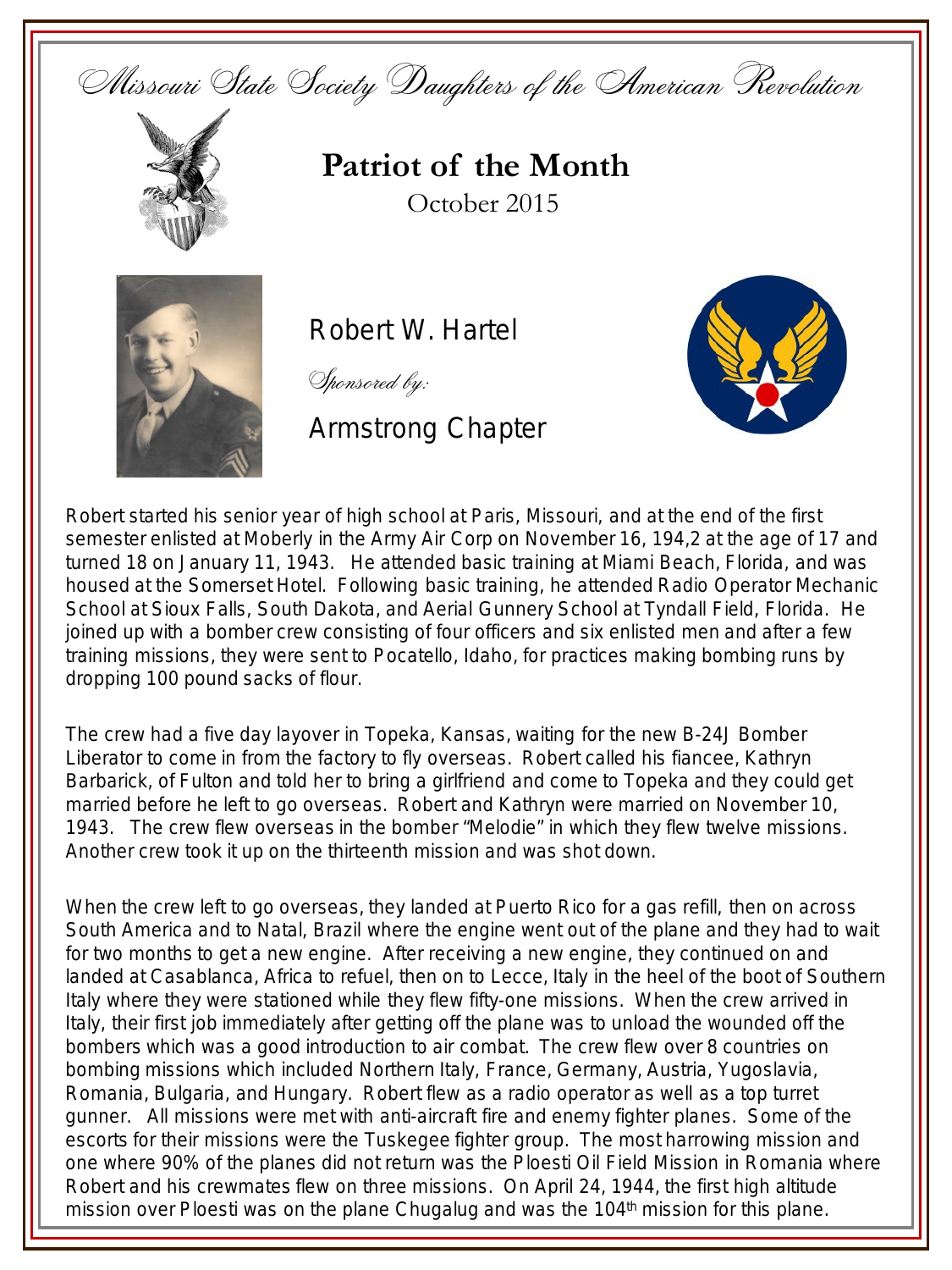*Missouri State Society Daughters of the American Revolution*

# Patriot of the Month

October 2015

## Robert W. Hartel

*Sponsored by:*

Armstrong Chapter

Robert started his senior year of high school at Paris, Missouri, and at the end of the first semester enlisted at Moberly in the Army Air Corp on November 16, 194,2 at the age of 17 and turned 18 on January 11, 1943. He attended basic training at Miami Beach, Florida, and was housed at the Somerset Hotel. Following basic training, he attended Radio Operator Mechanic School at Sioux Falls, South Dakota, and Aerial Gunnery School at Tyndall Field, Florida. He joined up with a bomber crew consisting of four officers and six enlisted men and after a few training missions, they were sent to Pocatello, Idaho, for practices making bombing runs by dropping 100 pound sacks of flour.

The crew had a five day layover in Topeka, Kansas, waiting for the new B-24J Bomber Liberator to come in from the factory to fly overseas. Robert called his fiancee, Kathryn Barbarick, of Fulton and told her to bring a girlfriend and come to Topeka and they could get married before he left to go overseas. Robert and Kathryn were married on November 10, 1943. The crew flew overseas in the bomber "Melodie" in which they flew twelve missions. Another crew took it up on the thirteenth mission and was shot down.

When the crew left to go overseas, they landed at Puerto Rico for a gas refill, then on across South America and to Natal, Brazil where the engine went out of the plane and they had to wait for two months to get a new engine. After receiving a new engine, they continued on and landed at Casablanca, Africa to refuel, then on to Lecce, Italy in the heel of the boot of Southern Italy where they were stationed while they flew fifty-one missions. When the crew arrived in Italy, their first job immediately after getting off the plane was to unload the wounded off the bombers which was a good introduction to air combat. The crew flew over 8 countries on bombing missions which included Northern Italy, France, Germany, Austria, Yugoslavia, Romania, Bulgaria, and Hungary. Robert flew as a radio operator as well as a top turret gunner. All missions were met with anti-aircraft fire and enemy fighter planes. Some of the escorts for their missions were the Tuskegee fighter group. The most harrowing mission and one where 90% of the planes did not return was the Ploesti Oil Field Mission in Romania where Robert and his crewmates flew on three missions. On April 24, 1944, the first high altitude mission over Ploesti was on the plane Chugalug and was the 104th mission for this plane.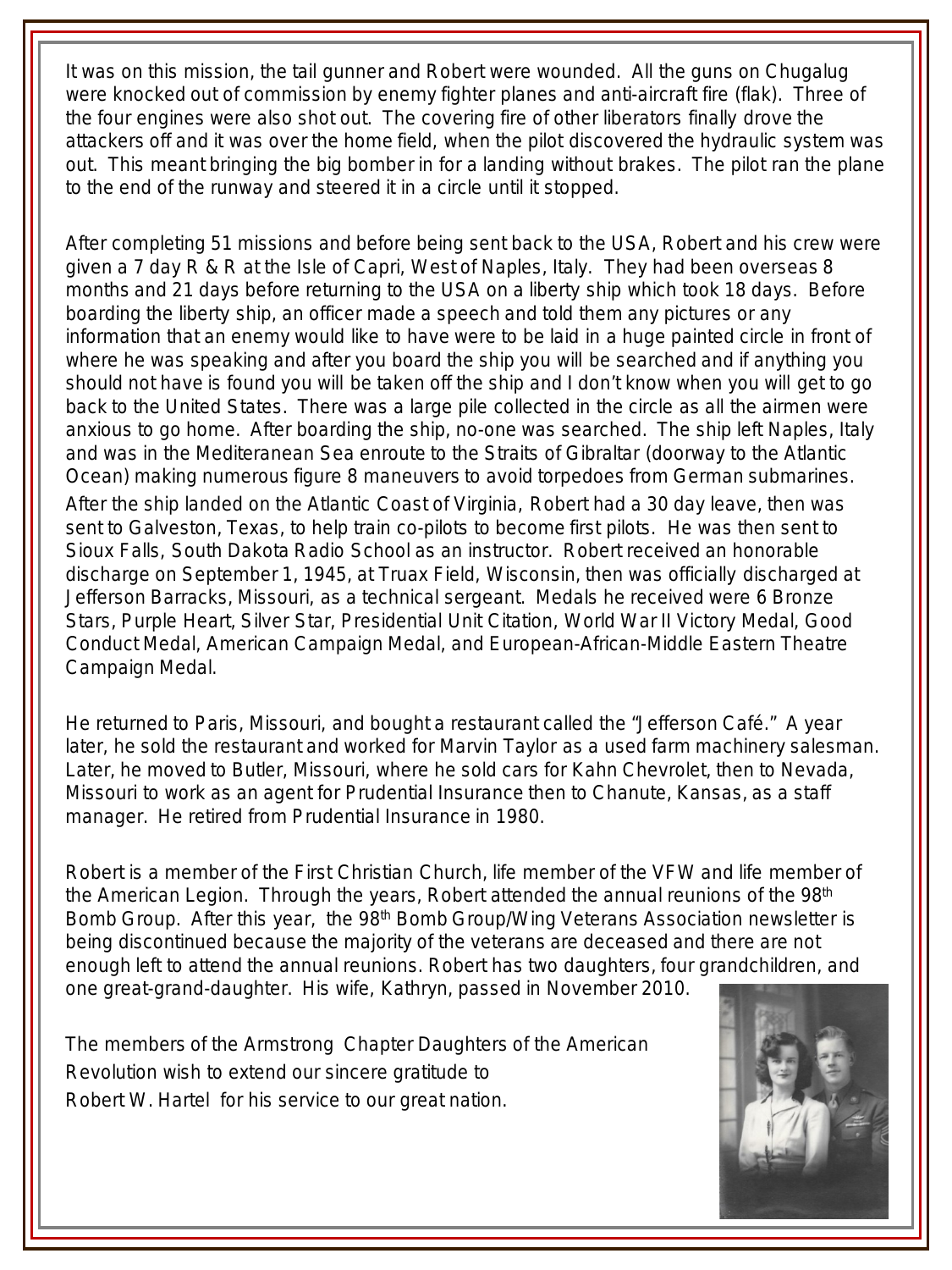It was on this mission, the tail gunner and Robert were wounded. All the guns on Chugalug were knocked out of commission by enemy fighter planes and anti-aircraft fire (flak). Three of the four engines were also shot out. The covering fire of other liberators finally drove the attackers off and it was over the home field, when the pilot discovered the hydraulic system was out. This meant bringing the big bomber in for a landing without brakes. The pilot ran the plane to the end of the runway and steered it in a circle until it stopped.

After completing 51 missions and before being sent back to the USA, Robert and his crew were given a 7 day R & R at the Isle of Capri, West of Naples, Italy. They had been overseas 8 months and 21 days before returning to the USA on a liberty ship which took 18 days. Before boarding the liberty ship, an officer made a speech and told them any pictures or any information that an enemy would like to have were to be laid in a huge painted circle in front of where he was speaking and after you board the ship you will be searched and if anything you should not have is found you will be taken off the ship and I don't know when you will get to go back to the United States. There was a large pile collected in the circle as all the airmen were anxious to go home. After boarding the ship, no-one was searched. The ship left Naples, Italy and was in the Mediteranean Sea enroute to the Straits of Gibraltar (doorway to the Atlantic Ocean) making numerous figure 8 maneuvers to avoid torpedoes from German submarines. After the ship landed on the Atlantic Coast of Virginia, Robert had a 30 day leave, then was sent to Galveston, Texas, to help train co-pilots to become first pilots. He was then sent to Sioux Falls, South Dakota Radio School as an instructor. Robert received an honorable discharge on September 1, 1945, at Truax Field, Wisconsin, then was officially discharged at Jefferson Barracks, Missouri, as a technical sergeant. Medals he received were 6 Bronze Stars, Purple Heart, Silver Star, Presidential Unit Citation, World War II Victory Medal, Good Conduct Medal, American Campaign Medal, and European-African-Middle Eastern Theatre Campaign Medal.

He returned to Paris, Missouri, and bought a restaurant called the "Jefferson Café." A year later, he sold the restaurant and worked for Marvin Taylor as a used farm machinery salesman. Later, he moved to Butler, Missouri, where he sold cars for Kahn Chevrolet, then to Nevada, Missouri to work as an agent for Prudential Insurance then to Chanute, Kansas, as a staff manager. He retired from Prudential Insurance in 1980.

Robert is a member of the First Christian Church, life member of the VFW and life member of the American Legion. Through the years, Robert attended the annual reunions of the 98th Bomb Group. After this year, the 98th Bomb Group/Wing Veterans Association newsletter is being discontinued because the majority of the veterans are deceased and there are not enough left to attend the annual reunions. Robert has two daughters, four grandchildren, and one great-grand-daughter. His wife, Kathryn, passed in November 2010.

The members of the Armstrong Chapter Daughters of the American Revolution wish to extend our sincere gratitude to Robert W. Hartel for his service to our great nation.